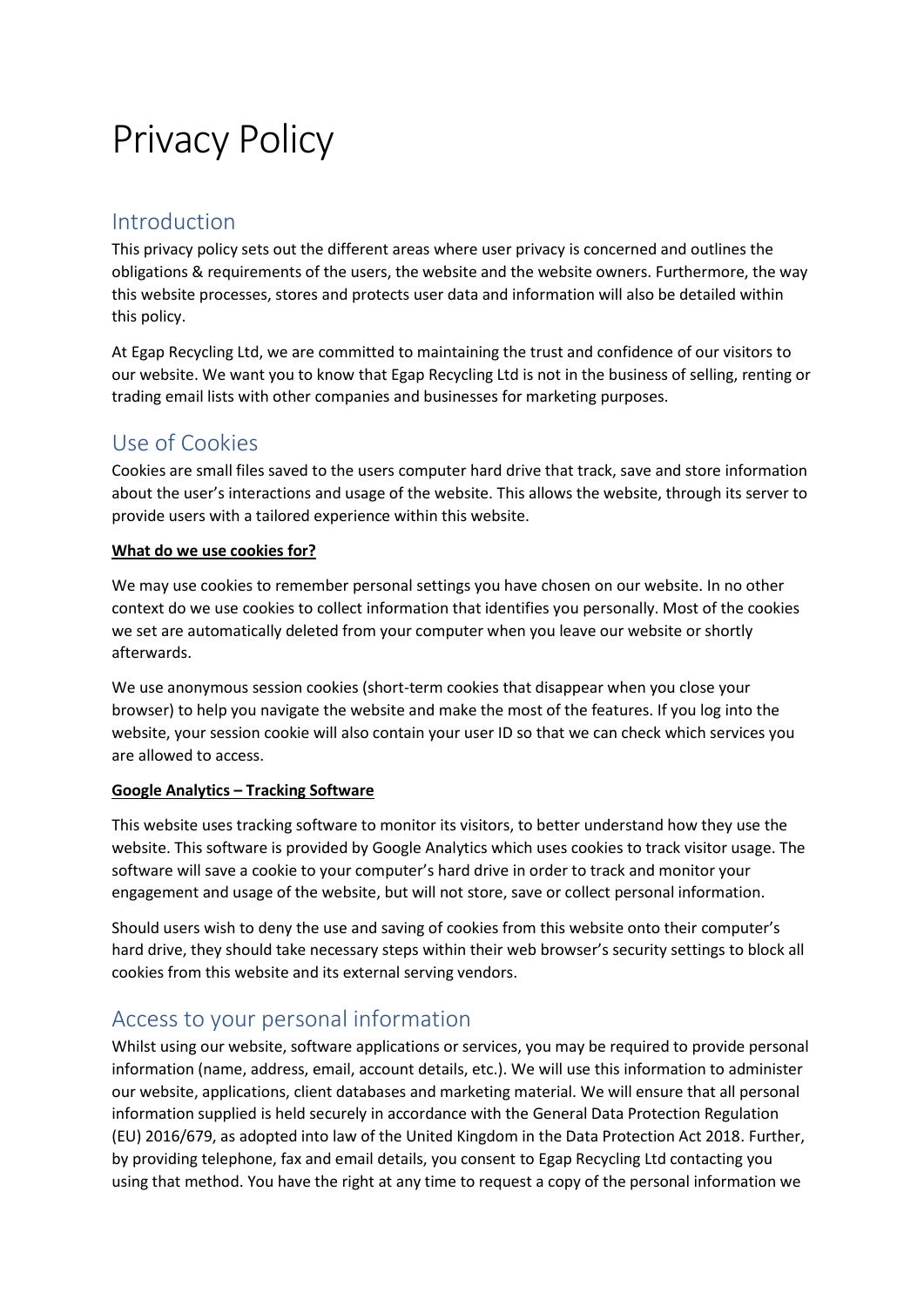# Privacy Policy

## Introduction

This privacy policy sets out the different areas where user privacy is concerned and outlines the obligations & requirements of the users, the website and the website owners. Furthermore, the way this website processes, stores and protects user data and information will also be detailed within this policy.

At Egap Recycling Ltd, we are committed to maintaining the trust and confidence of our visitors to our website. We want you to know that Egap Recycling Ltd is not in the business of selling, renting or trading email lists with other companies and businesses for marketing purposes.

## Use of Cookies

Cookies are small files saved to the users computer hard drive that track, save and store information about the user's interactions and usage of the website. This allows the website, through its server to provide users with a tailored experience within this website.

**What do we use cookies for?**

We may use cookies to remember personal settings you have chosen on our website. In no other context do we use cookies to collect information that identifies you personally. Most of the cookies we set are automatically deleted from your computer when you leave our website or shortly afterwards.

We use anonymous session cookies (short-term cookies that disappear when you close your browser) to help you navigate the website and make the most of the features. If you log into the website, your session cookie will also contain your user ID so that we can check which services you are allowed to access.

**Google Analytics – Tracking Software**

This website uses tracking software to monitor its visitors, to better understand how they use the website. This software is provided by Google Analytics which uses cookies to track visitor usage. The software will save a cookie to your computer's hard drive in order to track and monitor your engagement and usage of the website, but will not store, save or collect personal information.

Should users wish to deny the use and saving of cookies from this website onto their computer's hard drive, they should take necessary steps within their web browser's security settings to block all cookies from this website and its external serving vendors.

## Access to your personal information

Whilst using our website, software applications or services, you may be required to provide personal information (name, address, email, account details, etc.). We will use this information to administer our website, applications, client databases and marketing material. We will ensure that all personal information supplied is held securely in accordance with the General Data Protection Regulation (EU) 2016/679, as adopted into law of the United Kingdom in the Data Protection Act 2018. Further, by providing telephone, fax and email details, you consent to Egap Recycling Ltd contacting you using that method. You have the right at any time to request a copy of the personal information we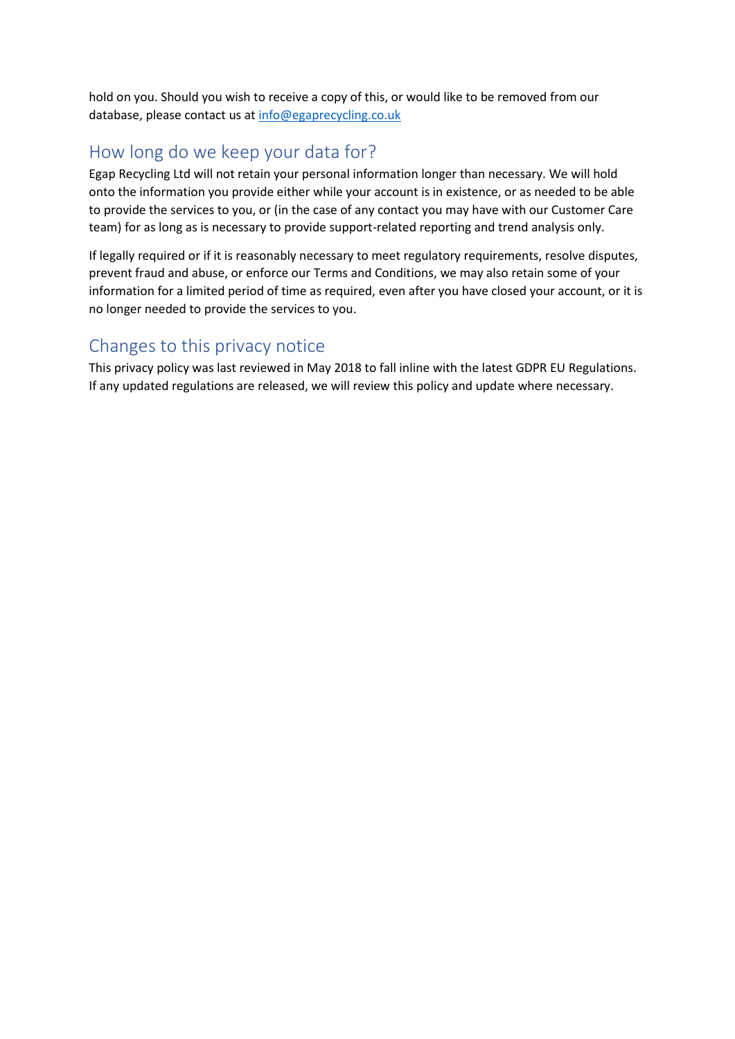hold on you. Should you wish to receive a copy of this, or would like to be removed from our database, please contact us at info@egaprecycling.co.uk

## How long do we keep your data for?

Egap Recycling Ltd will not retain your personal information longer than necessary. We will hold onto the information you provide either while your account is in existence, or as needed to be able to provide the services to you, or (in the case of any contact you may have with our Customer Care team) for as long as is necessary to provide support-related reporting and trend analysis only.

If legally required or if it is reasonably necessary to meet regulatory requirements, resolve disputes, prevent fraud and abuse, or enforce our Terms and Conditions, we may also retain some of your information for a limited period of time as required, even after you have closed your account, or it is no longer needed to provide the services to you.

## Changes to this privacy notice

This privacy policy was last reviewed in May 2018 to fall inline with the latest GDPR EU Regulations. If any updated regulations are released, we will review this policy and update where necessary.